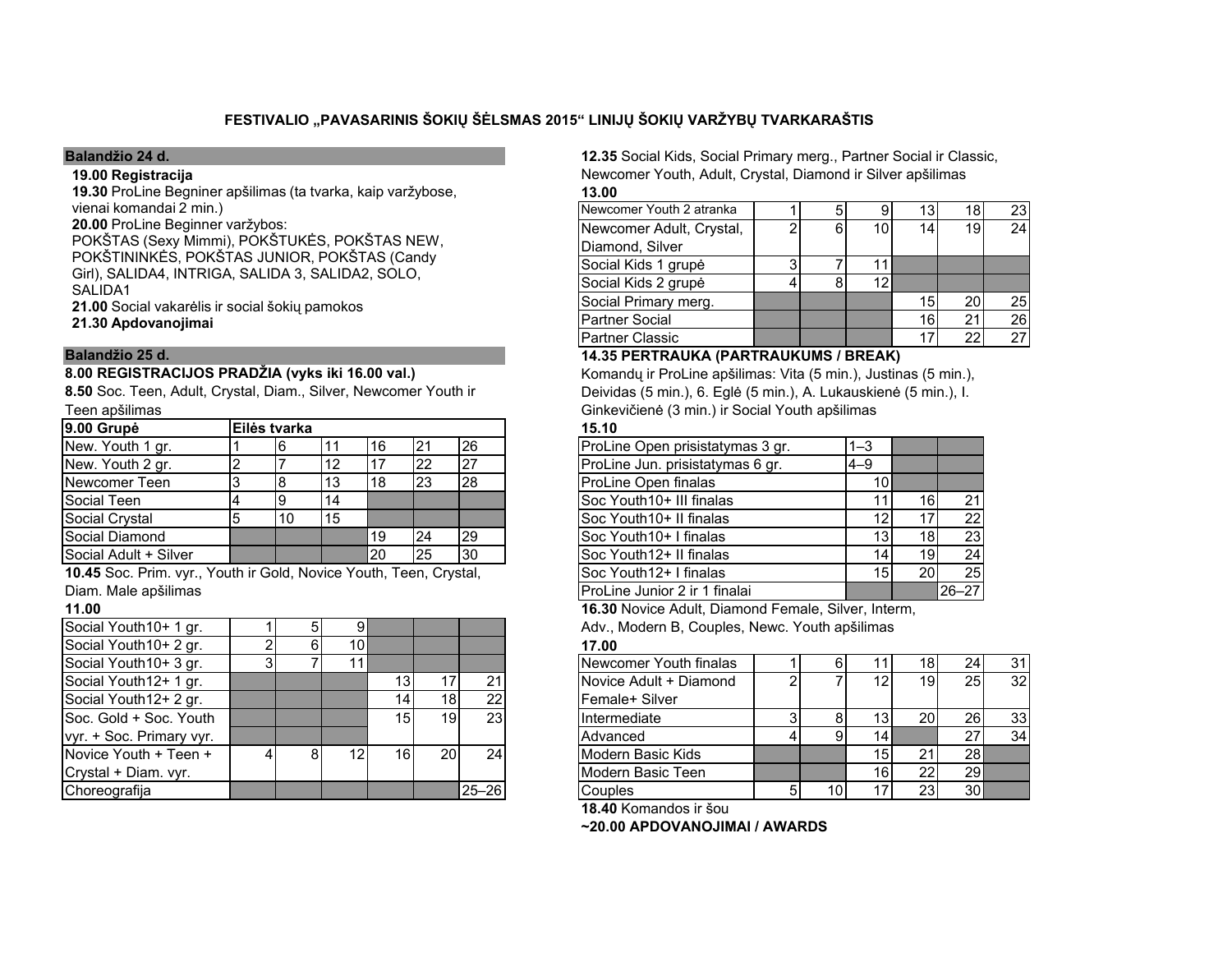# FESTIVALIO „PAVASARINIS ŠOKIŲ ŠĖLSMAS 2015“ LINIJŲ ŠOKIŲ VARŽYBŲ TVARKARAŠTIS

## Balandžio 24 d.

**19.00 Registracija**

**19.30** ProLine Begniner apšilimas (ta tvarka, kaip varžybose, vienai komandai 2 min.)

**20.00** ProLine Beginner varžybos:
POKŠTAS (Sexy Mimmi), POKŠTUKĖS, POKŠTAS NEW, POKŠTININKĖS, POKŠTAS JUNIOR, POKŠTAS (Candy Girl), SALIDA4, INTRIGA, SALIDA 3, SALIDA2, SOLO, SALIDA1

**21.00** Social vakarėlis ir social šokių pamokos

**21.30 Apdovanojimai**

## Balandžio 25 d.

**8.00 REGISTRACIJOS PRADŽIA (vyks iki 16.00 val.)**

**8.50** Soc. Teen, Adult, Crystal, Diam., Silver, Newcomer Youth ir Teen apšilimas

| 9.00 Grupė | Eilės tvarka | | | | | |
|---|---|---|---|---|---|---|
| New. Youth 1 gr. | 1 | 6 | 11 | 16 | 21 | 26 |
| New. Youth 2 gr. | 2 | 7 | 12 | 17 | 22 | 27 |
| Newcomer Teen | 3 | 8 | 13 | 18 | 23 | 28 |
| Social Teen | 4 | 9 | 14 | | | |
| Social Crystal | 5 | 10 | 15 | | | |
| Social Diamond | | | | 19 | 24 | 29 |
| Social Adult + Silver | | | | 20 | 25 | 30 |

**10.45** Soc. Prim. vyr., Youth ir Gold, Novice Youth, Teen, Crystal, Diam. Male apšilimas

**11.00**

| | | | | | | |
|---|---|---|---|---|---|---|
| Social Youth10+ 1 gr. | 1 | 5 | 9 | | | |
| Social Youth10+ 2 gr. | 2 | 6 | 10 | | | |
| Social Youth10+ 3 gr. | 3 | 7 | 11 | | | |
| Social Youth12+ 1 gr. | | | | 13 | 17 | 21 |
| Social Youth12+ 2 gr. | | | | 14 | 18 | 22 |
| Soc. Gold + Soc. Youth vyr. + Soc. Primary vyr. | | | | 15 | 19 | 23 |
| Novice Youth + Teen + Crystal + Diam. vyr. | 4 | 8 | 12 | 16 | 20 | 24 |
| Choreografija | | | | | | 25–26 |

**12.35** Social Kids, Social Primary merg., Partner Social ir Classic, Newcomer Youth, Adult, Crystal, Diamond ir Silver apšilimas

**13.00**

| | | | | | | |
|---|---|---|---|---|---|---|
| Newcomer Youth 2 atranka | 1 | 5 | 9 | 13 | 18 | 23 |
| Newcomer Adult, Crystal, Diamond, Silver | 2 | 6 | 10 | 14 | 19 | 24 |
| Social Kids 1 grupė | 3 | 7 | 11 | | | |
| Social Kids 2 grupė | 4 | 8 | 12 | | | |
| Social Primary merg. | | | | 15 | 20 | 25 |
| Partner Social | | | | 16 | 21 | 26 |
| Partner Classic | | | | 17 | 22 | 27 |

**14.35 PERTRAUKA (PARTRAUKUMS / BREAK)**

Komandų ir ProLine apšilimas: Vita (5 min.), Justinas (5 min.), Deividas (5 min.), 6. Eglė (5 min.), A. Lukauskienė (5 min.), I. Ginkevičienė (3 min.) ir Social Youth apšilimas

**15.10**

| | | | |
|---|---|---|---|
| ProLine Open prisistatymas 3 gr. | 1–3 | | |
| ProLine Jun. prisistatymas 6 gr. | 4–9 | | |
| ProLine Open finalas | 10 | | |
| Soc Youth10+ III finalas | 11 | 16 | 21 |
| Soc Youth10+ II finalas | 12 | 17 | 22 |
| Soc Youth10+ I finalas | 13 | 18 | 23 |
| Soc Youth12+ II finalas | 14 | 19 | 24 |
| Soc Youth12+ I finalas | 15 | 20 | 25 |
| ProLine Junior 2 ir 1 finalai | | | 26–27 |

**16.30** Novice Adult, Diamond Female, Silver, Interm, Adv., Modern B, Couples, Newc. Youth apšilimas

**17.00**

| | | | | | | |
|---|---|---|---|---|---|---|
| Newcomer Youth finalas | 1 | 6 | 11 | 18 | 24 | 31 |
| Novice Adult + Diamond Female+ Silver | 2 | 7 | 12 | 19 | 25 | 32 |
| Intermediate | 3 | 8 | 13 | 20 | 26 | 33 |
| Advanced | 4 | 9 | 14 | | 27 | 34 |
| Modern Basic Kids | | | 15 | 21 | 28 | |
| Modern Basic Teen | | | 16 | 22 | 29 | |
| Couples | 5 | 10 | 17 | 23 | 30 | |

**18.40** Komandos ir šou

**~20.00 APDOVANOJIMAI / AWARDS**